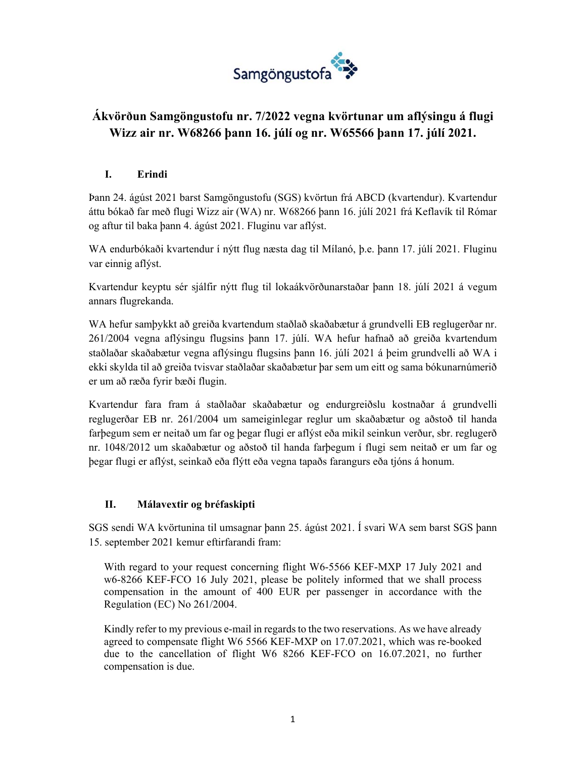Samgöngustofa

# Ákvörðun Samgöngustofu nr. 7/2022 vegna kvörtunar um aflýsingu á flugi Wizz air nr. W68266 þann 16. júlí og nr. W65566 þann 17. júlí 2021.

## I. Erindi

Þann 24. ágúst 2021 barst Samgöngustofu (SGS) kvörtun frá ABCD (kvartendur). Kvartendur áttu bókað far með flugi Wizz air (WA) nr. W68266 þann 16. júlí 2021 frá Keflavík til Rómar og aftur til baka þann 4. ágúst 2021. Fluginu var aflýst.

WA endurbókaði kvartendur í nýtt flug næsta dag til Mílanó, þ.e. þann 17. júlí 2021. Fluginu var einnig aflýst.

Kvartendur keyptu sér sjálfir nýtt flug til lokaákvörðunarstaðar þann 18. júlí 2021 á vegum annars flugrekanda.

WA hefur samþykkt að greiða kvartendum staðlað skaðabætur á grundvelli EB reglugerðar nr. 261/2004 vegna aflýsingu flugsins þann 17. júlí. WA hefur hafnað að greiða kvartendum staðlaðar skaðabætur vegna aflýsingu flugsins þann 16. júlí 2021 á þeim grundvelli að WA i ekki skylda til að greiða tvisvar staðlaðar skaðabætur þar sem um eitt og sama bókunarnúmerið er um að ræða fyrir bæði flugin.

Kvartendur fara fram á staðlaðar skaðabætur og endurgreiðslu kostnaðar á grundvelli reglugerðar EB nr. 261/2004 um sameiginlegar reglur um skaðabætur og aðstoð til handa farþegum sem er neitað um far og þegar flugi er aflýst eða mikil seinkun verður, sbr. reglugerð nr. 1048/2012 um skaðabætur og aðstoð til handa farþegum í flugi sem neitað er um far og þegar flugi er aflýst, seinkað eða flýtt eða vegna tapaðs farangurs eða tjóns á honum.

## II. Málavextir og bréfaskipti

SGS sendi WA kvörtunina til umsagnar þann 25. ágúst 2021. Í svari WA sem barst SGS þann 15. september 2021 kemur eftirfarandi fram:

> With regard to your request concerning flight W6-5566 KEF-MXP 17 July 2021 and w6-8266 KEF-FCO 16 July 2021, please be politely informed that we shall process compensation in the amount of 400 EUR per passenger in accordance with the Regulation (EC) No 261/2004.
>
> Kindly refer to my previous e-mail in regards to the two reservations. As we have already agreed to compensate flight W6 5566 KEF-MXP on 17.07.2021, which was re-booked due to the cancellation of flight W6 8266 KEF-FCO on 16.07.2021, no further compensation is due.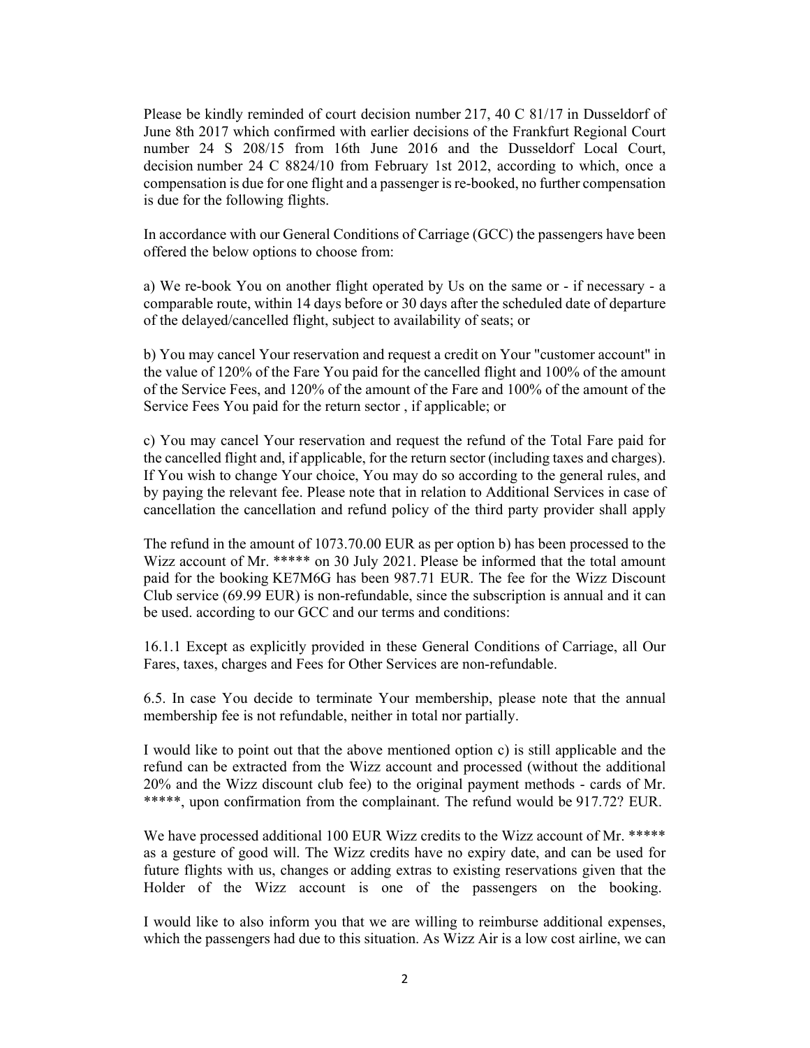Please be kindly reminded of court decision number 217, 40 C 81/17 in Dusseldorf of June 8th 2017 which confirmed with earlier decisions of the Frankfurt Regional Court number 24 S 208/15 from 16th June 2016 and the Dusseldorf Local Court, decision number 24 C 8824/10 from February 1st 2012, according to which, once a compensation is due for one flight and a passenger is re-booked, no further compensation is due for the following flights.

In accordance with our General Conditions of Carriage (GCC) the passengers have been offered the below options to choose from:

a) We re-book You on another flight operated by Us on the same or - if necessary - a comparable route, within 14 days before or 30 days after the scheduled date of departure of the delayed/cancelled flight, subject to availability of seats; or

b) You may cancel Your reservation and request a credit on Your "customer account" in the value of 120% of the Fare You paid for the cancelled flight and 100% of the amount of the Service Fees, and 120% of the amount of the Fare and 100% of the amount of the Service Fees You paid for the return sector , if applicable; or

c) You may cancel Your reservation and request the refund of the Total Fare paid for the cancelled flight and, if applicable, for the return sector (including taxes and charges). If You wish to change Your choice, You may do so according to the general rules, and by paying the relevant fee. Please note that in relation to Additional Services in case of cancellation the cancellation and refund policy of the third party provider shall apply

The refund in the amount of 1073.70.00 EUR as per option b) has been processed to the Wizz account of Mr. ***** on 30 July 2021. Please be informed that the total amount paid for the booking KE7M6G has been 987.71 EUR. The fee for the Wizz Discount Club service (69.99 EUR) is non-refundable, since the subscription is annual and it can be used. according to our GCC and our terms and conditions:

16.1.1 Except as explicitly provided in these General Conditions of Carriage, all Our Fares, taxes, charges and Fees for Other Services are non-refundable.

6.5. In case You decide to terminate Your membership, please note that the annual membership fee is not refundable, neither in total nor partially.

I would like to point out that the above mentioned option c) is still applicable and the refund can be extracted from the Wizz account and processed (without the additional 20% and the Wizz discount club fee) to the original payment methods - cards of Mr. *****, upon confirmation from the complainant. The refund would be 917.72? EUR.

We have processed additional 100 EUR Wizz credits to the Wizz account of Mr. ***** as a gesture of good will. The Wizz credits have no expiry date, and can be used for future flights with us, changes or adding extras to existing reservations given that the Holder of the Wizz account is one of the passengers on the booking.

I would like to also inform you that we are willing to reimburse additional expenses, which the passengers had due to this situation. As Wizz Air is a low cost airline, we can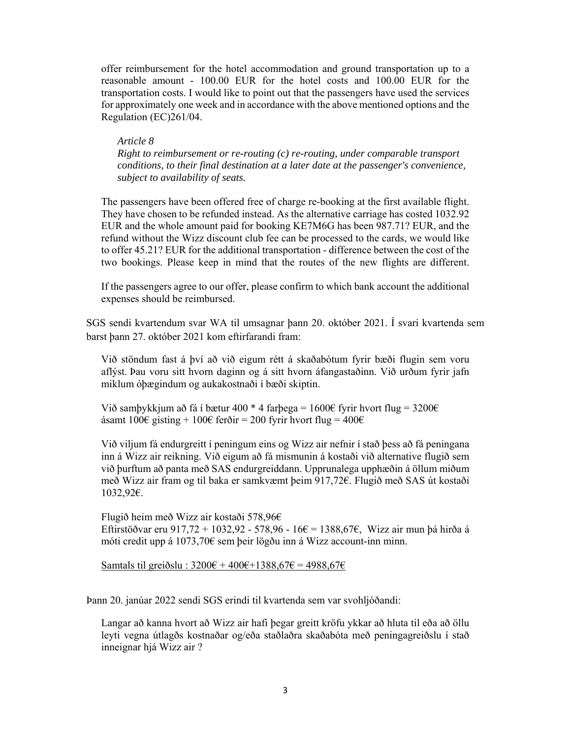offer reimbursement for the hotel accommodation and ground transportation up to a reasonable amount - 100.00 EUR for the hotel costs and 100.00 EUR for the transportation costs. I would like to point out that the passengers have used the services for approximately one week and in accordance with the above mentioned options and the Regulation (EC)261/04.

> *Article 8*
> *Right to reimbursement or re-routing (c) re-routing, under comparable transport conditions, to their final destination at a later date at the passenger's convenience, subject to availability of seats.*

The passengers have been offered free of charge re-booking at the first available flight. They have chosen to be refunded instead. As the alternative carriage has costed 1032.92 EUR and the whole amount paid for booking KE7M6G has been 987.71? EUR, and the refund without the Wizz discount club fee can be processed to the cards, we would like to offer 45.21? EUR for the additional transportation - difference between the cost of the two bookings. Please keep in mind that the routes of the new flights are different.

If the passengers agree to our offer, please confirm to which bank account the additional expenses should be reimbursed.

SGS sendi kvartendum svar WA til umsagnar þann 20. október 2021. Í svari kvartenda sem barst þann 27. október 2021 kom eftirfarandi fram:

> Við stöndum fast á því að við eigum rétt á skaðabótum fyrir bæði flugin sem voru aflýst. Þau voru sitt hvorn daginn og á sitt hvorn áfangastaðinn. Við urðum fyrir jafn miklum óþægindum og aukakostnaði í bæði skiptin.
>
> Við samþykkjum að fá í bætur 400 * 4 farþega = 1600€ fyrir hvort flug = 3200€ ásamt 100€ gisting + 100€ ferðir = 200 fyrir hvort flug = 400€
>
> Við viljum fá endurgreitt í peningum eins og Wizz air nefnir í stað þess að fá peningana inn á Wizz air reikning. Við eigum að fá mismunin á kostaði við alternative flugið sem við þurftum að panta með SAS endurgreiddann. Upprunalega upphæðin á öllum miðum með Wizz air fram og til baka er samkvæmt þeim 917,72€. Flugið með SAS út kostaði 1032,92€.
>
> Flugið heim með Wizz air kostaði 578,96€
> Eftirstöðvar eru 917,72 + 1032,92 - 578,96 - 16€ = 1388,67€, Wizz air mun þá hirða á móti credit upp á 1073,70€ sem þeir lögðu inn á Wizz account-inn minn.
>
> <u>Samtals til greiðslu : 3200€ + 400€+1388,67€ = 4988,67€</u>

Þann 20. janúar 2022 sendi SGS erindi til kvartenda sem var svohljóðandi:

> Langar að kanna hvort að Wizz air hafi þegar greitt kröfu ykkar að hluta til eða að öllu leyti vegna útlagðs kostnaðar og/eða staðlaðra skaðabóta með peningagreiðslu í stað inneignar hjá Wizz air ?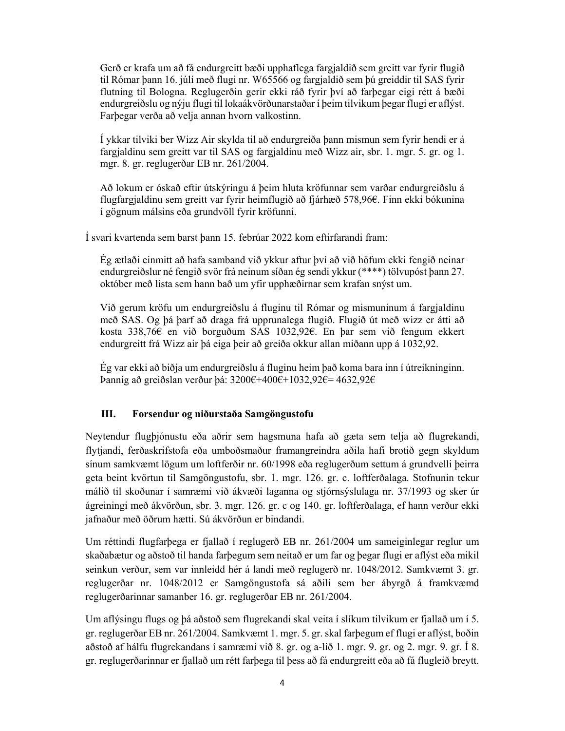> Gerð er krafa um að fá endurgreitt bæði upphaflega fargjaldið sem greitt var fyrir flugið til Rómar þann 16. júlí með flugi nr. W65566 og fargjaldið sem þú greiddir til SAS fyrir flutning til Bologna. Reglugerðin gerir ekki ráð fyrir því að farþegar eigi rétt á bæði endurgreiðslu og nýju flugi til lokaákvörðunarstaðar í þeim tilvikum þegar flugi er aflýst. Farþegar verða að velja annan hvorn valkostinn.
>
> Í ykkar tilviki ber Wizz Air skylda til að endurgreiða þann mismun sem fyrir hendi er á fargjaldinu sem greitt var til SAS og fargjaldinu með Wizz air, sbr. 1. mgr. 5. gr. og 1. mgr. 8. gr. reglugerðar EB nr. 261/2004.
>
> Að lokum er óskað eftir útskýringu á þeim hluta kröfunnar sem varðar endurgreiðslu á flugfargjaldinu sem greitt var fyrir heimflugið að fjárhæð 578,96€. Finn ekki bókunina í gögnum málsins eða grundvöll fyrir kröfunni.

Í svari kvartenda sem barst þann 15. febrúar 2022 kom eftirfarandi fram:

> Ég ætlaði einmitt að hafa samband við ykkur aftur því að við höfum ekki fengið neinar endurgreiðslur né fengið svör frá neinum síðan ég sendi ykkur (****) tölvupóst þann 27. október með lista sem hann bað um yfir upphæðirnar sem krafan snýst um.
>
> Við gerum kröfu um endurgreiðslu á fluginu til Rómar og mismuninum á fargjaldinu með SAS. Og þá þarf að draga frá upprunalega flugið. Flugið út með wizz er átti að kosta 338,76€ en við borguðum SAS 1032,92€. En þar sem við fengum ekkert endurgreitt frá Wizz air þá eiga þeir að greiða okkur allan miðann upp á 1032,92.
>
> Ég var ekki að biðja um endurgreiðslu á fluginu heim það koma bara inn í útreikninginn. Þannig að greiðslan verður þá: 3200€+400€+1032,92€= 4632,92€

## III. Forsendur og niðurstaða Samgöngustofu

Neytendur flugþjónustu eða aðrir sem hagsmuna hafa að gæta sem telja að flugrekandi, flytjandi, ferðaskrifstofa eða umboðsmaður framangreindra aðila hafi brotið gegn skyldum sínum samkvæmt lögum um loftferðir nr. 60/1998 eða reglugerðum settum á grundvelli þeirra geta beint kvörtun til Samgöngustofu, sbr. 1. mgr. 126. gr. c. loftferðalaga. Stofnunin tekur málið til skoðunar í samræmi við ákvæði laganna og stjórnsýslulaga nr. 37/1993 og sker úr ágreiningi með ákvörðun, sbr. 3. mgr. 126. gr. c og 140. gr. loftferðalaga, ef hann verður ekki jafnaður með öðrum hætti. Sú ákvörðun er bindandi.

Um réttindi flugfarþega er fjallað í reglugerð EB nr. 261/2004 um sameiginlegar reglur um skaðabætur og aðstoð til handa farþegum sem neitað er um far og þegar flugi er aflýst eða mikil seinkun verður, sem var innleidd hér á landi með reglugerð nr. 1048/2012. Samkvæmt 3. gr. reglugerðar nr. 1048/2012 er Samgöngustofa sá aðili sem ber ábyrgð á framkvæmd reglugerðarinnar samanber 16. gr. reglugerðar EB nr. 261/2004.

Um aflýsingu flugs og þá aðstoð sem flugrekandi skal veita í slíkum tilvikum er fjallað um í 5. gr. reglugerðar EB nr. 261/2004. Samkvæmt 1. mgr. 5. gr. skal farþegum ef flugi er aflýst, boðin aðstoð af hálfu flugrekandans í samræmi við 8. gr. og a-lið 1. mgr. 9. gr. og 2. mgr. 9. gr. Í 8. gr. reglugerðarinnar er fjallað um rétt farþega til þess að fá endurgreitt eða að fá flugleið breytt.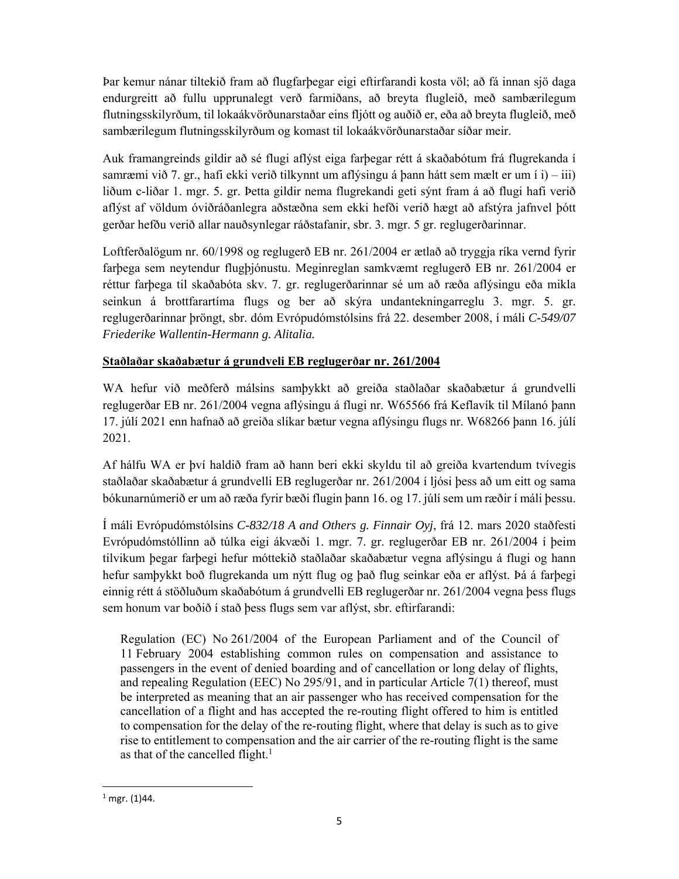Þar kemur nánar tiltekið fram að flugfarþegar eigi eftirfarandi kosta völ; að fá innan sjö daga endurgreitt að fullu upprunalegt verð farmiðans, að breyta flugleið, með sambærilegum flutningsskilyrðum, til lokaákvörðunarstaðar eins fljótt og auðið er, eða að breyta flugleið, með sambærilegum flutningsskilyrðum og komast til lokaákvörðunarstaðar síðar meir.

Auk framangreinds gildir að sé flugi aflýst eiga farþegar rétt á skaðabótum frá flugrekanda í samræmi við 7. gr., hafi ekki verið tilkynnt um aflýsingu á þann hátt sem mælt er um í i) – iii) liðum c-liðar 1. mgr. 5. gr. Þetta gildir nema flugrekandi geti sýnt fram á að flugi hafi verið aflýst af völdum óviðráðanlegra aðstæðna sem ekki hefði verið hægt að afstýra jafnvel þótt gerðar hefðu verið allar nauðsynlegar ráðstafanir, sbr. 3. mgr. 5 gr. reglugerðarinnar.

Loftferðalögum nr. 60/1998 og reglugerð EB nr. 261/2004 er ætlað að tryggja ríka vernd fyrir farþega sem neytendur flugþjónustu. Meginreglan samkvæmt reglugerð EB nr. 261/2004 er réttur farþega til skaðabóta skv. 7. gr. reglugerðarinnar sé um að ræða aflýsingu eða mikla seinkun á brottfarartíma flugs og ber að skýra undantekningarreglu 3. mgr. 5. gr. reglugerðarinnar þröngt, sbr. dóm Evrópudómstólsins frá 22. desember 2008, í máli *C-549/07 Friederike Wallentin-Hermann g. Alitalia.*

**Staðlaðar skaðabætur á grundveli EB reglugerðar nr. 261/2004**

WA hefur við meðferð málsins samþykkt að greiða staðlaðar skaðabætur á grundvelli reglugerðar EB nr. 261/2004 vegna aflýsingu á flugi nr. W65566 frá Keflavík til Mílanó þann 17. júlí 2021 enn hafnað að greiða slíkar bætur vegna aflýsingu flugs nr. W68266 þann 16. júlí 2021.

Af hálfu WA er því haldið fram að hann beri ekki skyldu til að greiða kvartendum tvívegis staðlaðar skaðabætur á grundvelli EB reglugerðar nr. 261/2004 í ljósi þess að um eitt og sama bókunarnúmerið er um að ræða fyrir bæði flugin þann 16. og 17. júlí sem um ræðir í máli þessu.

Í máli Evrópudómstólsins *C-832/18 A and Others g. Finnair Oyj*, frá 12. mars 2020 staðfesti Evrópudómstóllinn að túlka eigi ákvæði 1. mgr. 7. gr. reglugerðar EB nr. 261/2004 í þeim tilvikum þegar farþegi hefur móttekið staðlaðar skaðabætur vegna aflýsingu á flugi og hann hefur samþykkt boð flugrekanda um nýtt flug og það flug seinkar eða er aflýst. Þá á farþegi einnig rétt á stöðluðum skaðabótum á grundvelli EB reglugerðar nr. 261/2004 vegna þess flugs sem honum var boðið í stað þess flugs sem var aflýst, sbr. eftirfarandi:

> Regulation (EC) No 261/2004 of the European Parliament and of the Council of 11 February 2004 establishing common rules on compensation and assistance to passengers in the event of denied boarding and of cancellation or long delay of flights, and repealing Regulation (EEC) No 295/91, and in particular Article 7(1) thereof, must be interpreted as meaning that an air passenger who has received compensation for the cancellation of a flight and has accepted the re-routing flight offered to him is entitled to compensation for the delay of the re-routing flight, where that delay is such as to give rise to entitlement to compensation and the air carrier of the re-routing flight is the same as that of the cancelled flight.[1]

---

[1] mgr. (1)44.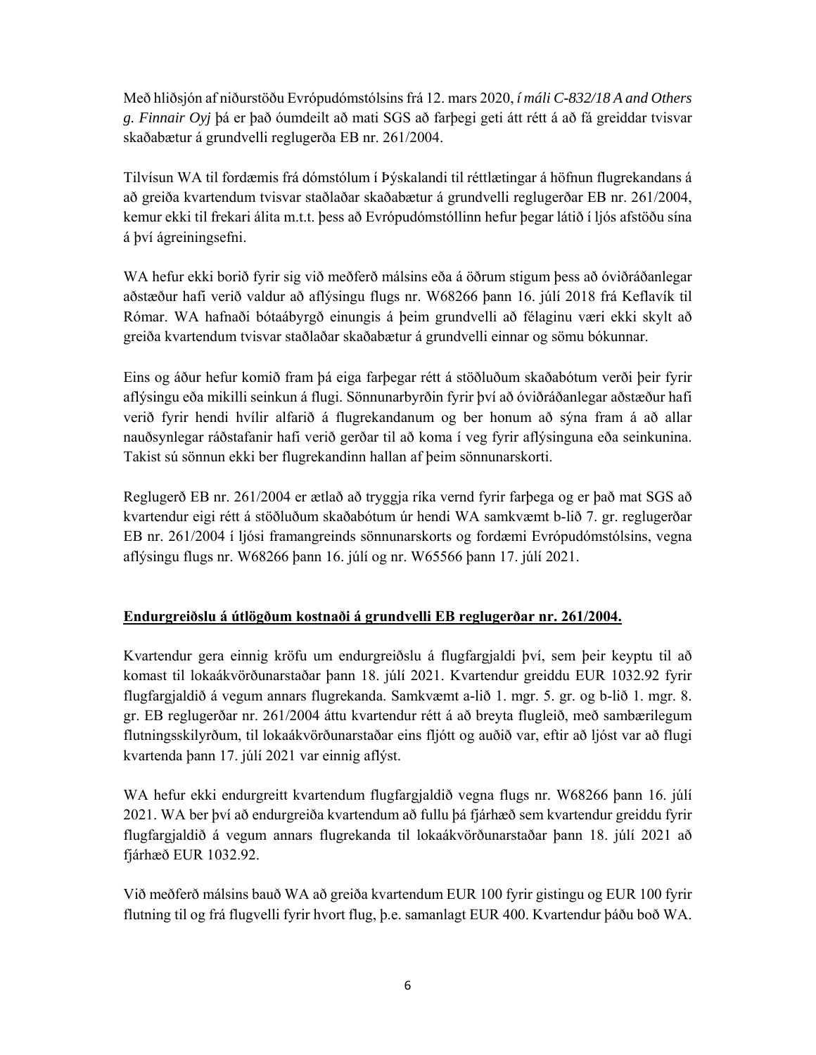Með hliðsjón af niðurstöðu Evrópudómstólsins frá 12. mars 2020, *í máli C-832/18 A and Others g. Finnair Oyj* þá er það óumdeilt að mati SGS að farþegi geti átt rétt á að fá greiddar tvisvar skaðabætur á grundvelli reglugerða EB nr. 261/2004.

Tilvísun WA til fordæmis frá dómstólum í Þýskalandi til réttlætingar á höfnun flugrekandans á að greiða kvartendum tvisvar staðlaðar skaðabætur á grundvelli reglugerðar EB nr. 261/2004, kemur ekki til frekari álita m.t.t. þess að Evrópudómstóllinn hefur þegar látið í ljós afstöðu sína á því ágreiningsefni.

WA hefur ekki borið fyrir sig við meðferð málsins eða á öðrum stigum þess að óviðráðanlegar aðstæður hafi verið valdur að aflýsingu flugs nr. W68266 þann 16. júlí 2018 frá Keflavík til Rómar. WA hafnaði bótaábyrgð einungis á þeim grundvelli að félaginu væri ekki skylt að greiða kvartendum tvisvar staðlaðar skaðabætur á grundvelli einnar og sömu bókunnar.

Eins og áður hefur komið fram þá eiga farþegar rétt á stöðluðum skaðabótum verði þeir fyrir aflýsingu eða mikilli seinkun á flugi. Sönnunarbyrðin fyrir því að óviðráðanlegar aðstæður hafi verið fyrir hendi hvílir alfarið á flugrekandanum og ber honum að sýna fram á að allar nauðsynlegar ráðstafanir hafi verið gerðar til að koma í veg fyrir aflýsinguna eða seinkunina. Takist sú sönnun ekki ber flugrekandinn hallan af þeim sönnunarskorti.

Reglugerð EB nr. 261/2004 er ætlað að tryggja ríka vernd fyrir farþega og er það mat SGS að kvartendur eigi rétt á stöðluðum skaðabótum úr hendi WA samkvæmt b-lið 7. gr. reglugerðar EB nr. 261/2004 í ljósi framangreinds sönnunarskorts og fordæmi Evrópudómstólsins, vegna aflýsingu flugs nr. W68266 þann 16. júlí og nr. W65566 þann 17. júlí 2021.

## **Endurgreiðslu á útlögðum kostnaði á grundvelli EB reglugerðar nr. 261/2004.**

Kvartendur gera einnig kröfu um endurgreiðslu á flugfargjaldi því, sem þeir keyptu til að komast til lokaákvörðunarstaðar þann 18. júlí 2021. Kvartendur greiddu EUR 1032.92 fyrir flugfargjaldið á vegum annars flugrekanda. Samkvæmt a-lið 1. mgr. 5. gr. og b-lið 1. mgr. 8. gr. EB reglugerðar nr. 261/2004 áttu kvartendur rétt á að breyta flugleið, með sambærilegum flutningsskilyrðum, til lokaákvörðunarstaðar eins fljótt og auðið var, eftir að ljóst var að flugi kvartenda þann 17. júlí 2021 var einnig aflýst.

WA hefur ekki endurgreitt kvartendum flugfargjaldið vegna flugs nr. W68266 þann 16. júlí 2021. WA ber því að endurgreiða kvartendum að fullu þá fjárhæð sem kvartendur greiddu fyrir flugfargjaldið á vegum annars flugrekanda til lokaákvörðunarstaðar þann 18. júlí 2021 að fjárhæð EUR 1032.92.

Við meðferð málsins bauð WA að greiða kvartendum EUR 100 fyrir gistingu og EUR 100 fyrir flutning til og frá flugvelli fyrir hvort flug, þ.e. samanlagt EUR 400. Kvartendur þáðu boð WA.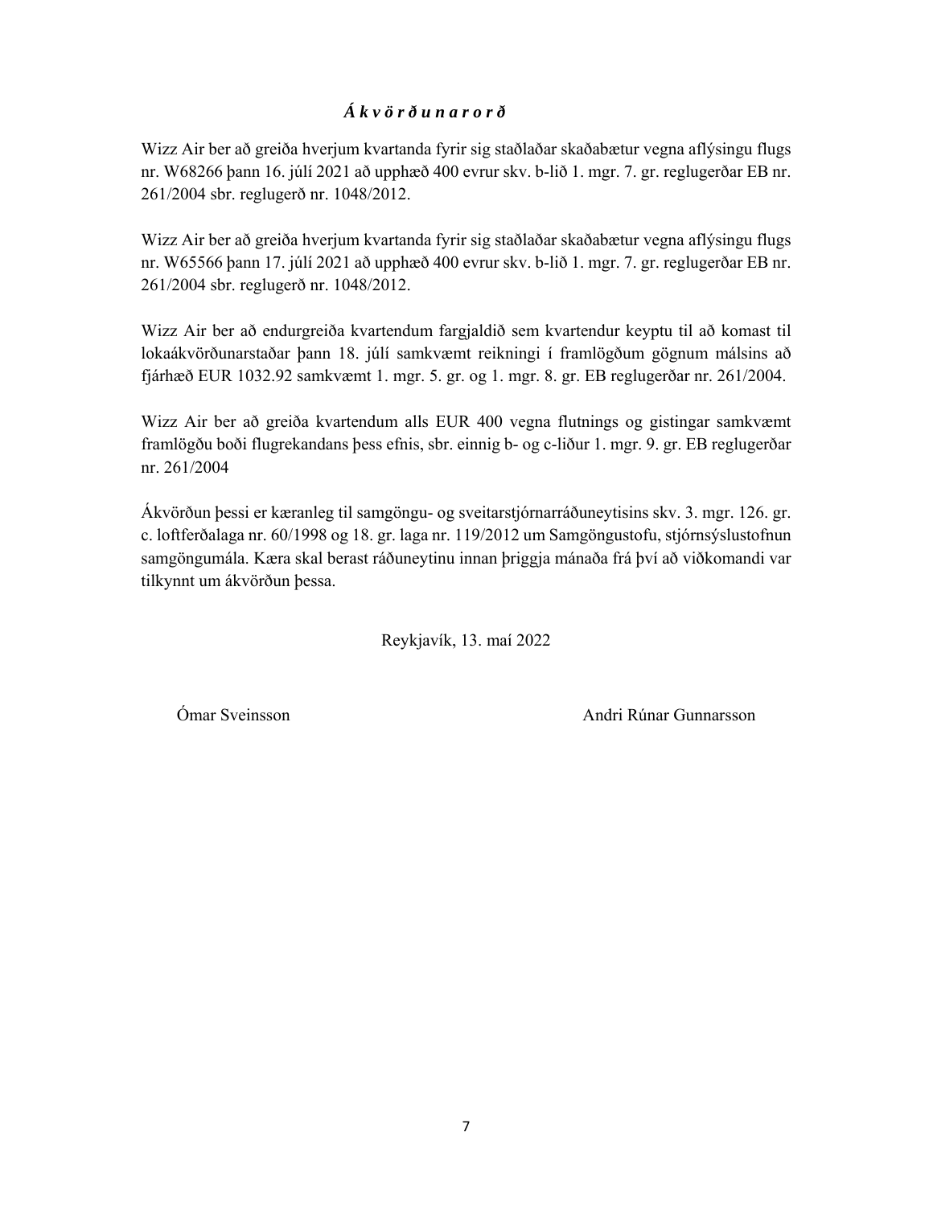### *Á k v ö r ð u n a r o r ð*

Wizz Air ber að greiða hverjum kvartanda fyrir sig staðlaðar skaðabætur vegna aflýsingu flugs nr. W68266 þann 16. júlí 2021 að upphæð 400 evrur skv. b-lið 1. mgr. 7. gr. reglugerðar EB nr. 261/2004 sbr. reglugerð nr. 1048/2012.

Wizz Air ber að greiða hverjum kvartanda fyrir sig staðlaðar skaðabætur vegna aflýsingu flugs nr. W65566 þann 17. júlí 2021 að upphæð 400 evrur skv. b-lið 1. mgr. 7. gr. reglugerðar EB nr. 261/2004 sbr. reglugerð nr. 1048/2012.

Wizz Air ber að endurgreiða kvartendum fargjaldið sem kvartendur keyptu til að komast til lokaákvörðunarstaðar þann 18. júlí samkvæmt reikningi í framlögðum gögnum málsins að fjárhæð EUR 1032.92 samkvæmt 1. mgr. 5. gr. og 1. mgr. 8. gr. EB reglugerðar nr. 261/2004.

Wizz Air ber að greiða kvartendum alls EUR 400 vegna flutnings og gistingar samkvæmt framlögðu boði flugrekandans þess efnis, sbr. einnig b- og c-liður 1. mgr. 9. gr. EB reglugerðar nr. 261/2004

Ákvörðun þessi er kæranleg til samgöngu- og sveitarstjórnarráðuneytisins skv. 3. mgr. 126. gr. c. loftferðalaga nr. 60/1998 og 18. gr. laga nr. 119/2012 um Samgöngustofu, stjórnsýslustofnun samgöngumála. Kæra skal berast ráðuneytinu innan þriggja mánaða frá því að viðkomandi var tilkynnt um ákvörðun þessa.

Reykjavík, 13. maí 2022

Ómar Sveinsson

Andri Rúnar Gunnarsson